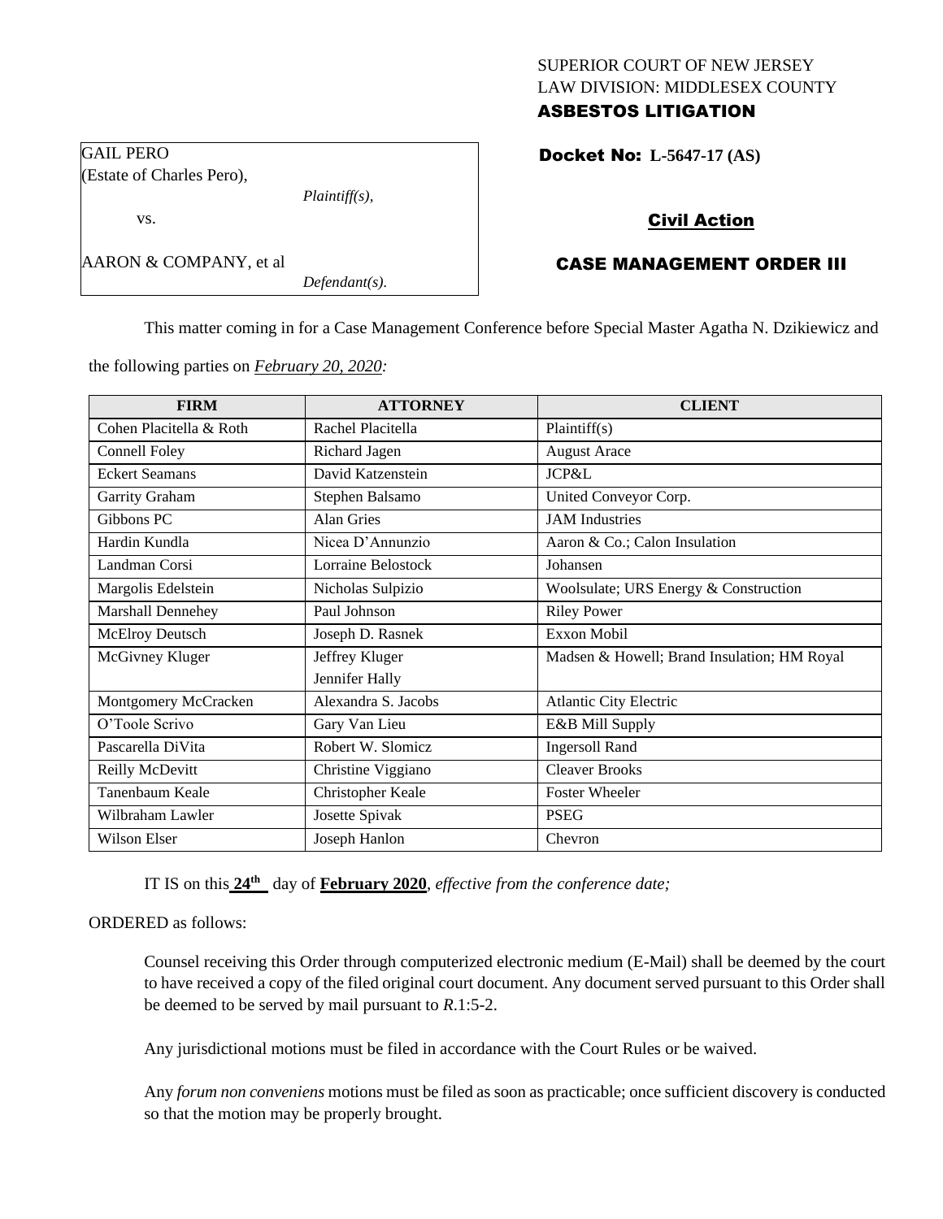SUPERIOR COURT OF NEW JERSEY
LAW DIVISION: MIDDLESEX COUNTY
**ASBESTOS LITIGATION**

| | |
|---|---|
| GAIL PERO (Estate of Charles Pero), *Plaintiff(s),* vs. AARON & COMPANY, et al *Defendant(s).* | **Docket No: L-5647-17 (AS)** |

**Civil Action**

**CASE MANAGEMENT ORDER III**

This matter coming in for a Case Management Conference before Special Master Agatha N. Dzikiewicz and the following parties on *February 20, 2020:*

| FIRM | ATTORNEY | CLIENT |
|---|---|---|
| Cohen Placitella & Roth | Rachel Placitella | Plaintiff(s) |
| Connell Foley | Richard Jagen | August Arace |
| Eckert Seamans | David Katzenstein | JCP&L |
| Garrity Graham | Stephen Balsamo | United Conveyor Corp. |
| Gibbons PC | Alan Gries | JAM Industries |
| Hardin Kundla | Nicea D'Annunzio | Aaron & Co.; Calon Insulation |
| Landman Corsi | Lorraine Belostock | Johansen |
| Margolis Edelstein | Nicholas Sulpizio | Woolsulate; URS Energy & Construction |
| Marshall Dennehey | Paul Johnson | Riley Power |
| McElroy Deutsch | Joseph D. Rasnek | Exxon Mobil |
| McGivney Kluger | Jeffrey Kluger<br>Jennifer Hally | Madsen & Howell; Brand Insulation; HM Royal |
| Montgomery McCracken | Alexandra S. Jacobs | Atlantic City Electric |
| O'Toole Scrivo | Gary Van Lieu | E&B Mill Supply |
| Pascarella DiVita | Robert W. Slomicz | Ingersoll Rand |
| Reilly McDevitt | Christine Viggiano | Cleaver Brooks |
| Tanenbaum Keale | Christopher Keale | Foster Wheeler |
| Wilbraham Lawler | Josette Spivak | PSEG |
| Wilson Elser | Joseph Hanlon | Chevron |

IT IS on this **24th** day of **February 2020**, *effective from the conference date;*

ORDERED as follows:

Counsel receiving this Order through computerized electronic medium (E-Mail) shall be deemed by the court to have received a copy of the filed original court document. Any document served pursuant to this Order shall be deemed to be served by mail pursuant to *R*.1:5-2.

Any jurisdictional motions must be filed in accordance with the Court Rules or be waived.

Any *forum non conveniens* motions must be filed as soon as practicable; once sufficient discovery is conducted so that the motion may be properly brought.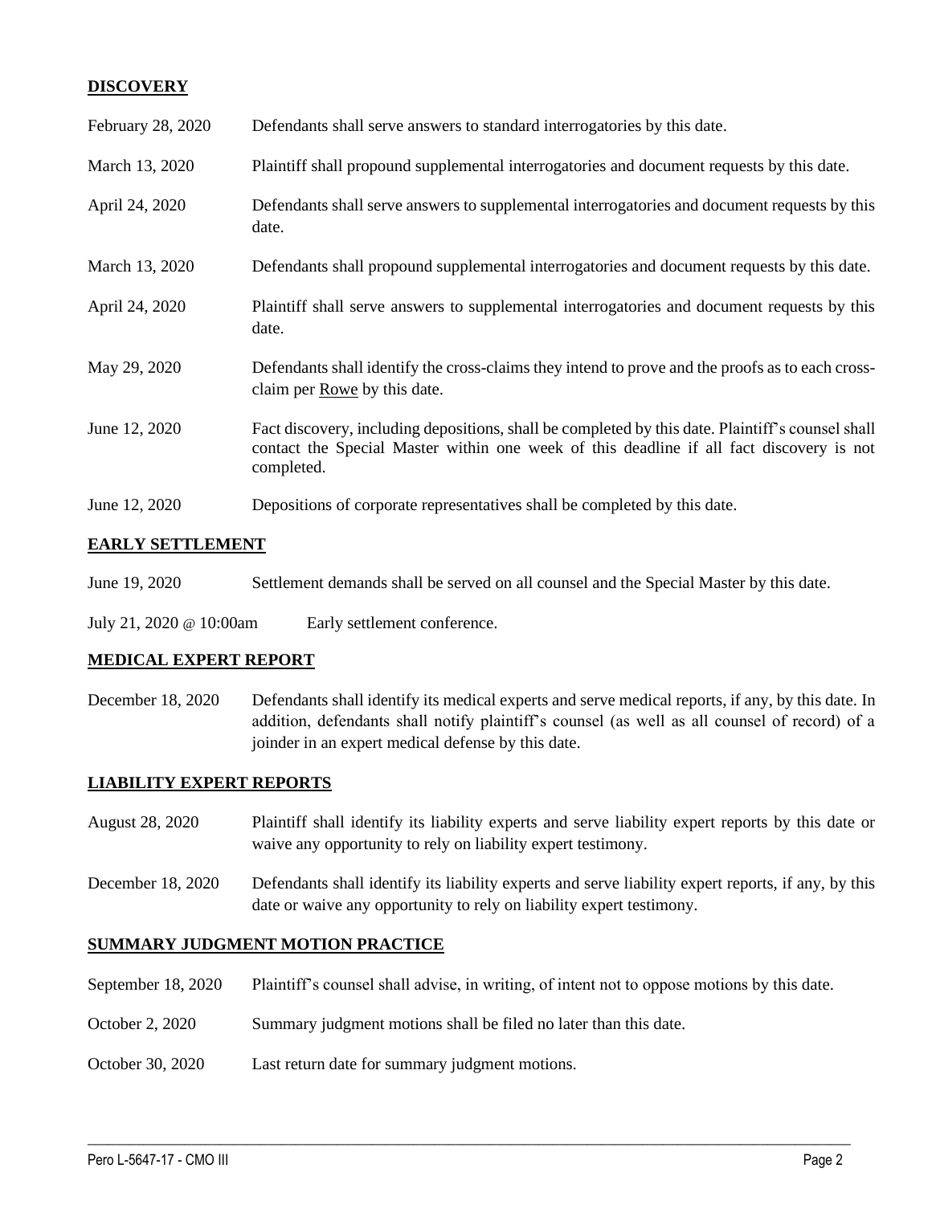## DISCOVERY

| | |
|---|---|
| February 28, 2020 | Defendants shall serve answers to standard interrogatories by this date. |
| March 13, 2020 | Plaintiff shall propound supplemental interrogatories and document requests by this date. |
| April 24, 2020 | Defendants shall serve answers to supplemental interrogatories and document requests by this date. |
| March 13, 2020 | Defendants shall propound supplemental interrogatories and document requests by this date. |
| April 24, 2020 | Plaintiff shall serve answers to supplemental interrogatories and document requests by this date. |
| May 29, 2020 | Defendants shall identify the cross-claims they intend to prove and the proofs as to each cross-claim per Rowe by this date. |
| June 12, 2020 | Fact discovery, including depositions, shall be completed by this date. Plaintiff's counsel shall contact the Special Master within one week of this deadline if all fact discovery is not completed. |
| June 12, 2020 | Depositions of corporate representatives shall be completed by this date. |

## EARLY SETTLEMENT

| | |
|---|---|
| June 19, 2020 | Settlement demands shall be served on all counsel and the Special Master by this date. |
| July 21, 2020 @ 10:00am | Early settlement conference. |

## MEDICAL EXPERT REPORT

| | |
|---|---|
| December 18, 2020 | Defendants shall identify its medical experts and serve medical reports, if any, by this date. In addition, defendants shall notify plaintiff's counsel (as well as all counsel of record) of a joinder in an expert medical defense by this date. |

## LIABILITY EXPERT REPORTS

| | |
|---|---|
| August 28, 2020 | Plaintiff shall identify its liability experts and serve liability expert reports by this date or waive any opportunity to rely on liability expert testimony. |
| December 18, 2020 | Defendants shall identify its liability experts and serve liability expert reports, if any, by this date or waive any opportunity to rely on liability expert testimony. |

## SUMMARY JUDGMENT MOTION PRACTICE

| | |
|---|---|
| September 18, 2020 | Plaintiff's counsel shall advise, in writing, of intent not to oppose motions by this date. |
| October 2, 2020 | Summary judgment motions shall be filed no later than this date. |
| October 30, 2020 | Last return date for summary judgment motions. |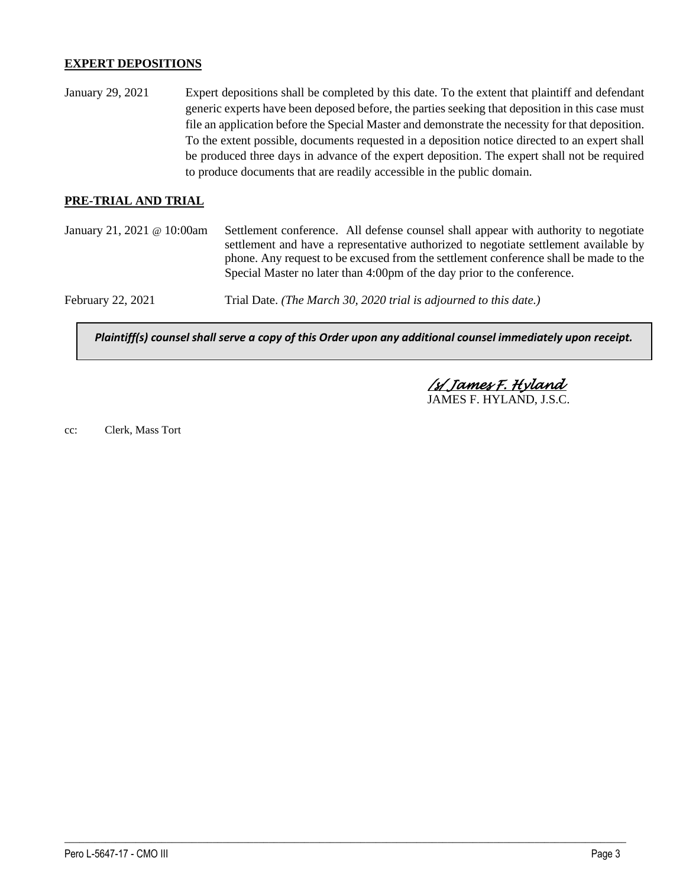**EXPERT DEPOSITIONS**

| | |
|---|---|
| January 29, 2021 | Expert depositions shall be completed by this date. To the extent that plaintiff and defendant generic experts have been deposed before, the parties seeking that deposition in this case must file an application before the Special Master and demonstrate the necessity for that deposition. To the extent possible, documents requested in a deposition notice directed to an expert shall be produced three days in advance of the expert deposition. The expert shall not be required to produce documents that are readily accessible in the public domain. |

**PRE-TRIAL AND TRIAL**

| | |
|---|---|
| January 21, 2021 @ 10:00am | Settlement conference. All defense counsel shall appear with authority to negotiate settlement and have a representative authorized to negotiate settlement available by phone. Any request to be excused from the settlement conference shall be made to the Special Master no later than 4:00pm of the day prior to the conference. |
| February 22, 2021 | Trial Date. *(The March 30, 2020 trial is adjourned to this date.)* |

***Plaintiff(s) counsel shall serve a copy of this Order upon any additional counsel immediately upon receipt.***

*/s/ James F. Hyland*
JAMES F. HYLAND, J.S.C.

cc: Clerk, Mass Tort